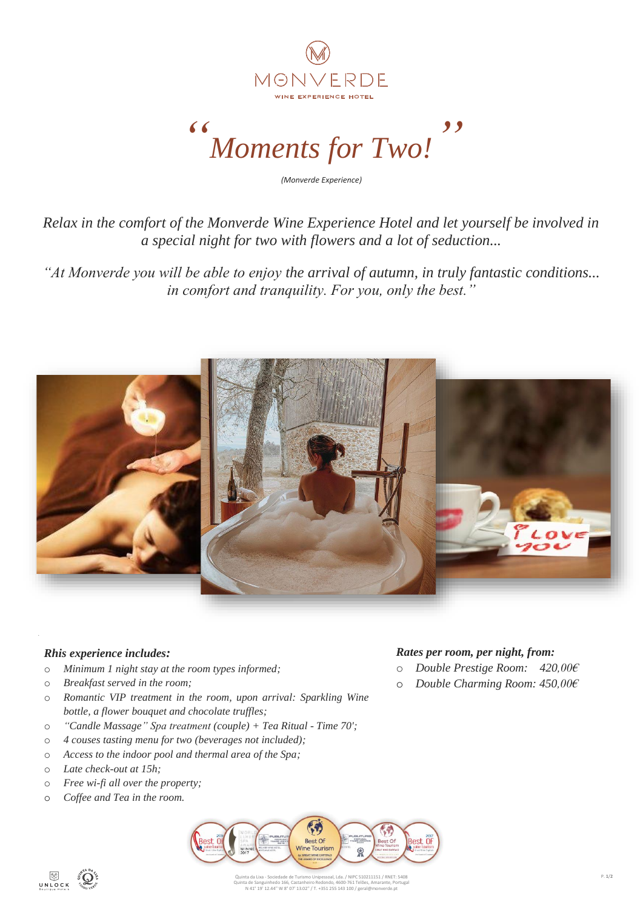# MONVERDE

WINE EXPERIENCE HOTEL

## *"Moments for Two!"*

*(Monverde Experience)*

*Relax in the comfort of the Monverde Wine Experience Hotel and let yourself be involved in a special night for two with flowers and a lot of seduction...*

*"At Monverde you will be able to enjoy the arrival of autumn, in truly fantastic conditions... in comfort and tranquility. For you, only the best."*

### *Rhis experience includes:*

- *Minimum 1 night stay at the room types informed;*
- *Breakfast served in the room;*
- *Romantic VIP treatment in the room, upon arrival: Sparkling Wine bottle, a flower bouquet and chocolate truffles;*
- *"Candle Massage" Spa treatment (couple) + Tea Ritual - Time 70';*
- *4 couses tasting menu for two (beverages not included);*
- *Access to the indoor pool and thermal area of the Spa;*
- *Late check-out at 15h;*
- *Free wi-fi all over the property;*
- *Coffee and Tea in the room.*

### *Rates per room, per night, from:*

- *Double Prestige Room: 420,00€*
- *Double Charming Room: 450,00€*

Quinta da Lixa - Sociedade de Turismo Unipessoal, Lda. / NIPC 510211151 / RNET: 5408
Quinta de Sanguinhedo 166, Castanheiro Redondo, 4600-761 Teixeira, Amarante, Portugal
N 41° 19' 12.44" W 8° 07' 13.02" / T. +351 255 143 100 / geral@monverde.pt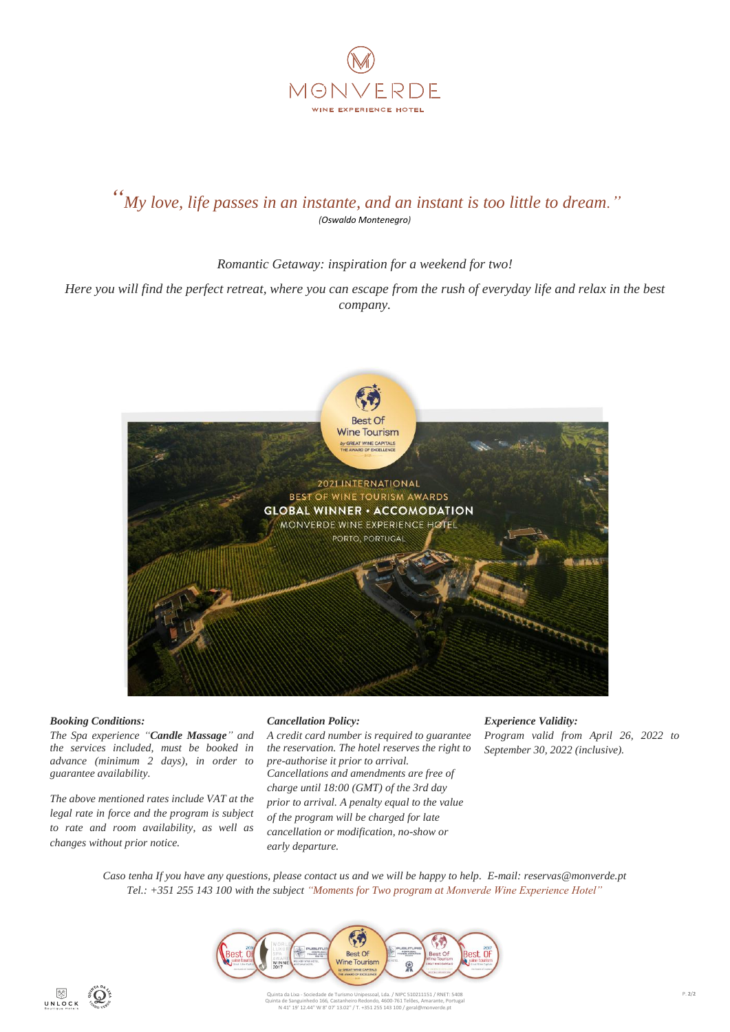MONVERDE

WINE EXPERIENCE HOTEL

*"My love, life passes in an instante, and an instant is too little to dream."*
*(Oswaldo Montenegro)*

*Romantic Getaway: inspiration for a weekend for two!*

*Here you will find the perfect retreat, where you can escape from the rush of everyday life and relax in the best company.*

Best Of Wine Tourism
by GREAT WINE CAPITALS
THE AWARD OF EXCELLENCE

2021 INTERNATIONAL
BEST OF WINE TOURISM AWARDS
GLOBAL WINNER • ACCOMODATION
MONVERDE WINE EXPERIENCE HOTEL
PORTO, PORTUGAL

***Booking Conditions:***

*The Spa experience "**Candle Massage**" and the services included, must be booked in advance (minimum 2 days), in order to guarantee availability.*

*The above mentioned rates include VAT at the legal rate in force and the program is subject to rate and room availability, as well as changes without prior notice.*

***Cancellation Policy:***

*A credit card number is required to guarantee the reservation. The hotel reserves the right to pre-authorise it prior to arrival.*
*Cancellations and amendments are free of charge until 18:00 (GMT) of the 3rd day prior to arrival. A penalty equal to the value of the program will be charged for late cancellation or modification, no-show or early departure.*

***Experience Validity:***

*Program valid from April 26, 2022 to September 30, 2022 (inclusive).*

*Caso tenha If you have any questions, please contact us and we will be happy to help. E-mail: reservas@monverde.pt Tel.: +351 255 143 100 with the subject "Moments for Two program at Monverde Wine Experience Hotel"*

Quinta da Lixa - Sociedade de Turismo Unipessoal, Lda. / NIPC 510211151 / RNET: 5408
Quinta de Sanguinhedo 166, Castanheiro Redondo, 4600-761 Telões, Amarante, Portugal
N 41° 19' 12.44" W 8° 07' 13.02" / T. +351 255 143 100 / geral@monverde.pt